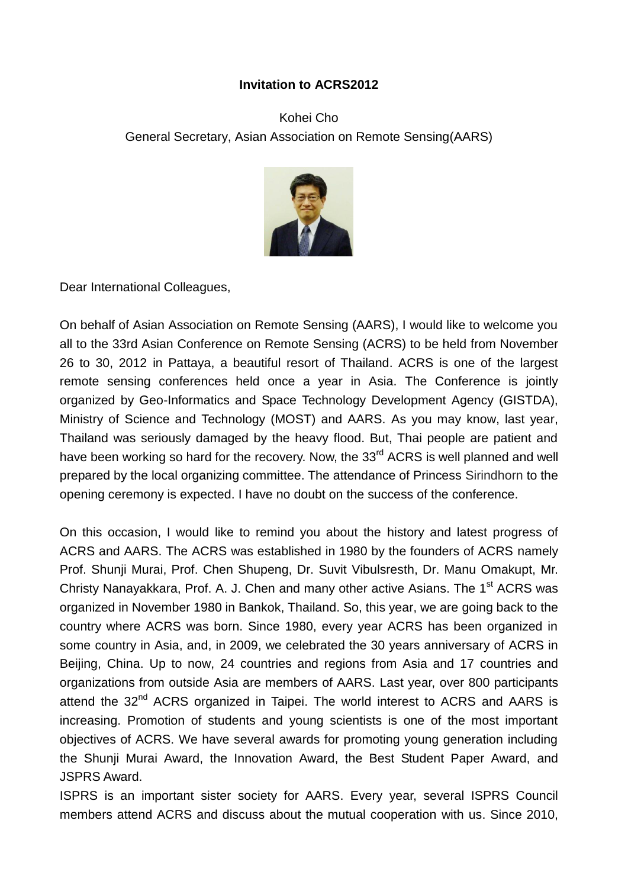**Invitation to ACRS2012**

Kohei Cho
General Secretary, Asian Association on Remote Sensing(AARS)

Dear International Colleagues,

On behalf of Asian Association on Remote Sensing (AARS), I would like to welcome you all to the 33rd Asian Conference on Remote Sensing (ACRS) to be held from November 26 to 30, 2012 in Pattaya, a beautiful resort of Thailand. ACRS is one of the largest remote sensing conferences held once a year in Asia. The Conference is jointly organized by Geo-Informatics and Space Technology Development Agency (GISTDA), Ministry of Science and Technology (MOST) and AARS. As you may know, last year, Thailand was seriously damaged by the heavy flood. But, Thai people are patient and have been working so hard for the recovery. Now, the 33rd ACRS is well planned and well prepared by the local organizing committee. The attendance of Princess Sirindhorn to the opening ceremony is expected. I have no doubt on the success of the conference.

On this occasion, I would like to remind you about the history and latest progress of ACRS and AARS. The ACRS was established in 1980 by the founders of ACRS namely Prof. Shunji Murai, Prof. Chen Shupeng, Dr. Suvit Vibulsresth, Dr. Manu Omakupt, Mr. Christy Nanayakkara, Prof. A. J. Chen and many other active Asians. The 1st ACRS was organized in November 1980 in Bankok, Thailand. So, this year, we are going back to the country where ACRS was born. Since 1980, every year ACRS has been organized in some country in Asia, and, in 2009, we celebrated the 30 years anniversary of ACRS in Beijing, China. Up to now, 24 countries and regions from Asia and 17 countries and organizations from outside Asia are members of AARS. Last year, over 800 participants attend the 32nd ACRS organized in Taipei. The world interest to ACRS and AARS is increasing. Promotion of students and young scientists is one of the most important objectives of ACRS. We have several awards for promoting young generation including the Shunji Murai Award, the Innovation Award, the Best Student Paper Award, and JSPRS Award.

ISPRS is an important sister society for AARS. Every year, several ISPRS Council members attend ACRS and discuss about the mutual cooperation with us. Since 2010,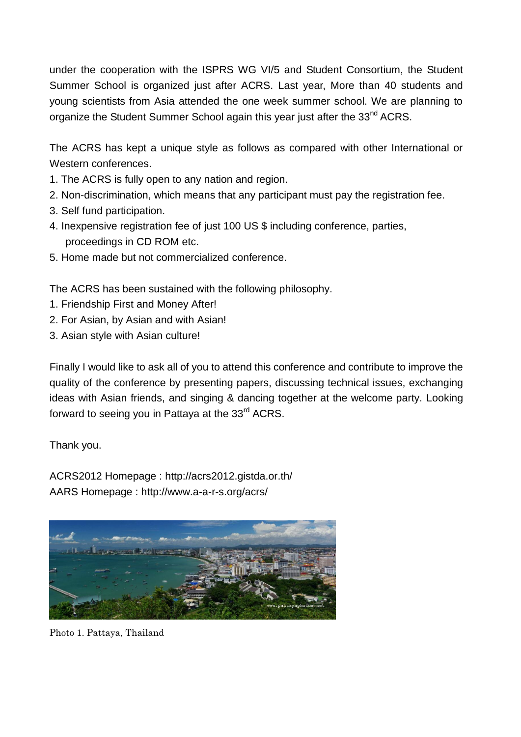under the cooperation with the ISPRS WG VI/5 and Student Consortium, the Student Summer School is organized just after ACRS. Last year, More than 40 students and young scientists from Asia attended the one week summer school. We are planning to organize the Student Summer School again this year just after the 33nd ACRS.

The ACRS has kept a unique style as follows as compared with other International or Western conferences.

1. The ACRS is fully open to any nation and region.
2. Non-discrimination, which means that any participant must pay the registration fee.
3. Self fund participation.
4. Inexpensive registration fee of just 100 US $ including conference, parties, proceedings in CD ROM etc.
5. Home made but not commercialized conference.

The ACRS has been sustained with the following philosophy.

1. Friendship First and Money After!
2. For Asian, by Asian and with Asian!
3. Asian style with Asian culture!

Finally I would like to ask all of you to attend this conference and contribute to improve the quality of the conference by presenting papers, discussing technical issues, exchanging ideas with Asian friends, and singing & dancing together at the welcome party. Looking forward to seeing you in Pattaya at the 33rd ACRS.

Thank you.

ACRS2012 Homepage : http://acrs2012.gistda.or.th/
AARS Homepage : http://www.a-a-r-s.org/acrs/

Photo 1. Pattaya, Thailand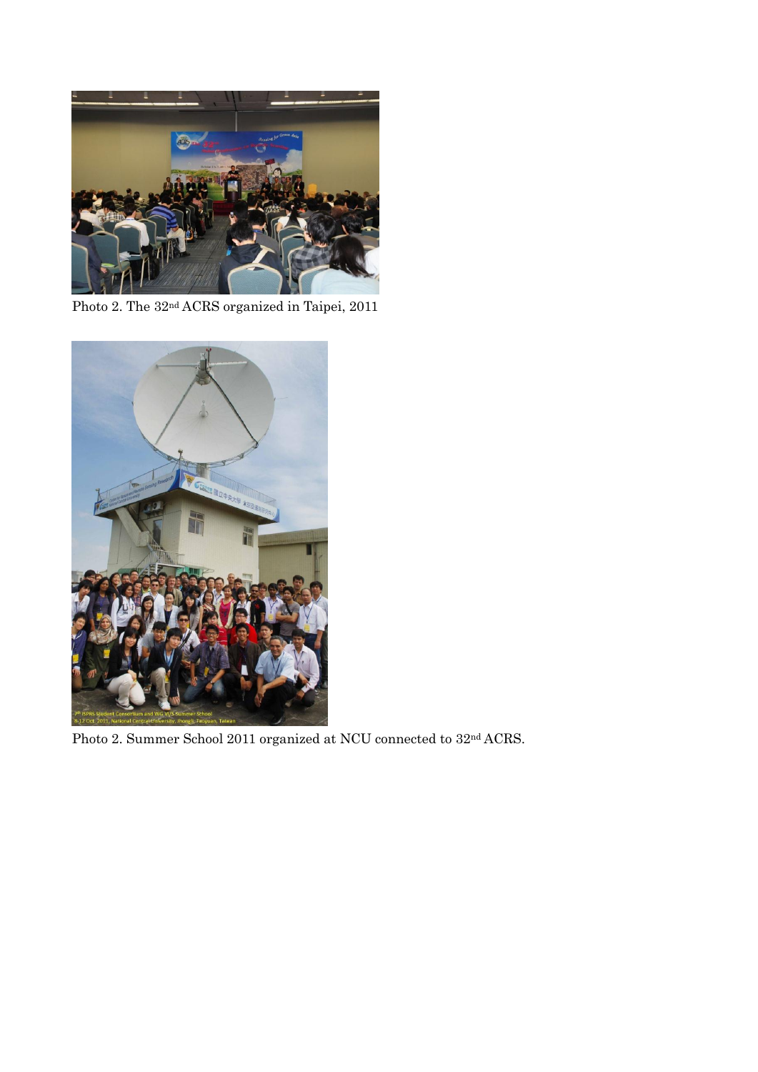Photo 2. The 32nd ACRS organized in Taipei, 2011

Photo 2. Summer School 2011 organized at NCU connected to 32nd ACRS.